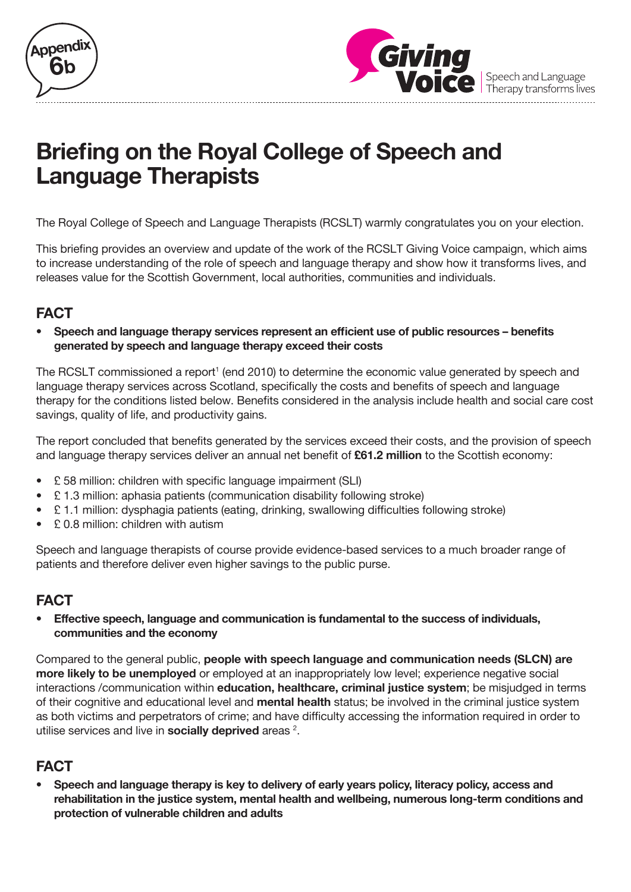Appendix 6b

**Giving Voice** Speech and Language Therapy transforms lives

# Briefing on the Royal College of Speech and Language Therapists

The Royal College of Speech and Language Therapists (RCSLT) warmly congratulates you on your election.

This briefing provides an overview and update of the work of the RCSLT Giving Voice campaign, which aims to increase understanding of the role of speech and language therapy and show how it transforms lives, and releases value for the Scottish Government, local authorities, communities and individuals.

## FACT

- **Speech and language therapy services represent an efficient use of public resources – benefits generated by speech and language therapy exceed their costs**

The RCSLT commissioned a report[1] (end 2010) to determine the economic value generated by speech and language therapy services across Scotland, specifically the costs and benefits of speech and language therapy for the conditions listed below. Benefits considered in the analysis include health and social care cost savings, quality of life, and productivity gains.

The report concluded that benefits generated by the services exceed their costs, and the provision of speech and language therapy services deliver an annual net benefit of **£61.2 million** to the Scottish economy:

- £ 58 million: children with specific language impairment (SLI)
- £ 1.3 million: aphasia patients (communication disability following stroke)
- £ 1.1 million: dysphagia patients (eating, drinking, swallowing difficulties following stroke)
- £ 0.8 million: children with autism

Speech and language therapists of course provide evidence-based services to a much broader range of patients and therefore deliver even higher savings to the public purse.

## FACT

- **Effective speech, language and communication is fundamental to the success of individuals, communities and the economy**

Compared to the general public, **people with speech language and communication needs (SLCN) are more likely to be unemployed** or employed at an inappropriately low level; experience negative social interactions /communication within **education, healthcare, criminal justice system**; be misjudged in terms of their cognitive and educational level and **mental health** status; be involved in the criminal justice system as both victims and perpetrators of crime; and have difficulty accessing the information required in order to utilise services and live in **socially deprived** areas [2].

## FACT

- **Speech and language therapy is key to delivery of early years policy, literacy policy, access and rehabilitation in the justice system, mental health and wellbeing, numerous long-term conditions and protection of vulnerable children and adults**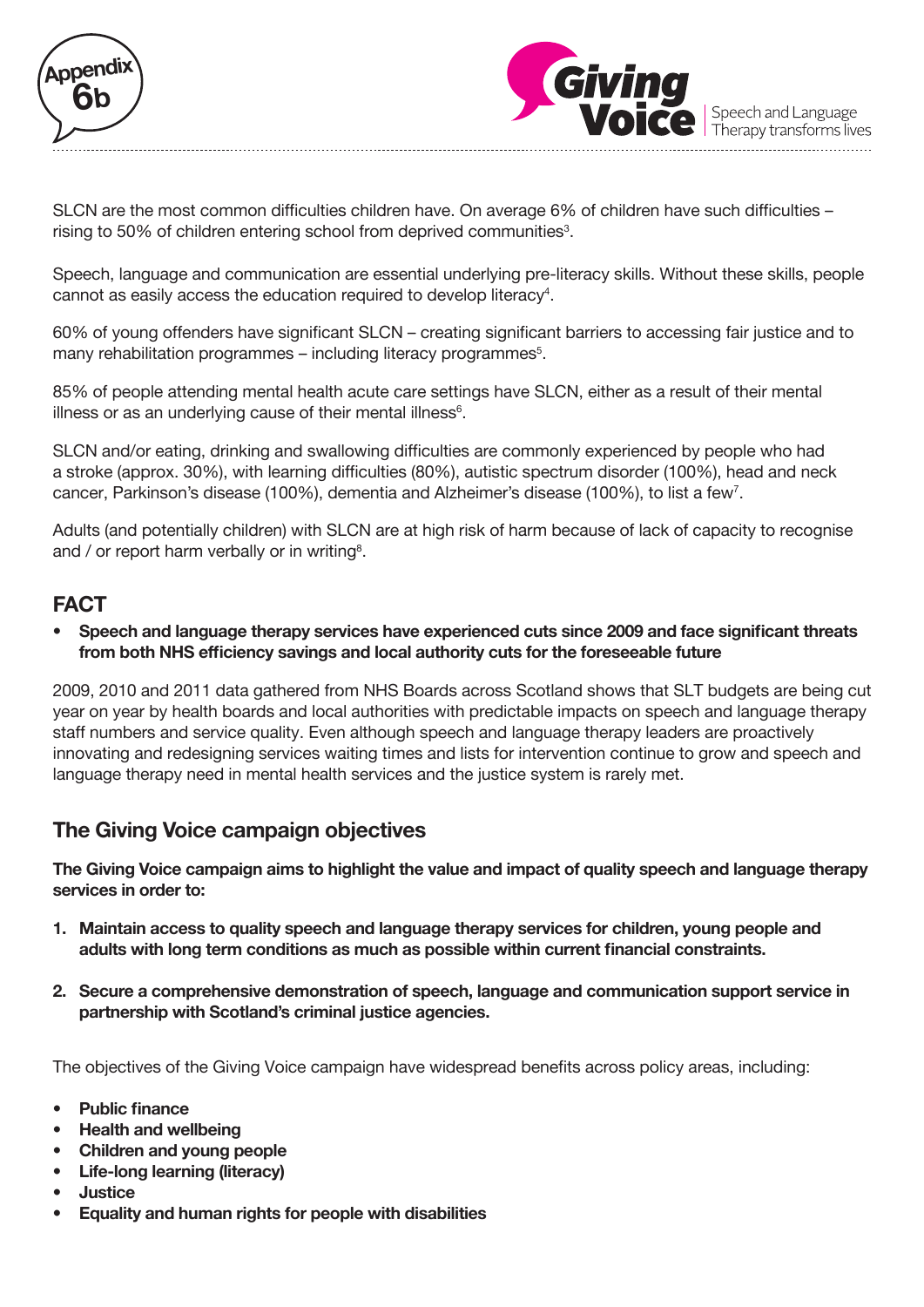SLCN are the most common difficulties children have. On average 6% of children have such difficulties – rising to 50% of children entering school from deprived communities[3].

Speech, language and communication are essential underlying pre-literacy skills. Without these skills, people cannot as easily access the education required to develop literacy[4].

60% of young offenders have significant SLCN – creating significant barriers to accessing fair justice and to many rehabilitation programmes – including literacy programmes[5].

85% of people attending mental health acute care settings have SLCN, either as a result of their mental illness or as an underlying cause of their mental illness[6].

SLCN and/or eating, drinking and swallowing difficulties are commonly experienced by people who had a stroke (approx. 30%), with learning difficulties (80%), autistic spectrum disorder (100%), head and neck cancer, Parkinson's disease (100%), dementia and Alzheimer's disease (100%), to list a few[7].

Adults (and potentially children) with SLCN are at high risk of harm because of lack of capacity to recognise and / or report harm verbally or in writing[8].

## FACT

- **Speech and language therapy services have experienced cuts since 2009 and face significant threats from both NHS efficiency savings and local authority cuts for the foreseeable future**

2009, 2010 and 2011 data gathered from NHS Boards across Scotland shows that SLT budgets are being cut year on year by health boards and local authorities with predictable impacts on speech and language therapy staff numbers and service quality. Even although speech and language therapy leaders are proactively innovating and redesigning services waiting times and lists for intervention continue to grow and speech and language therapy need in mental health services and the justice system is rarely met.

## The Giving Voice campaign objectives

**The Giving Voice campaign aims to highlight the value and impact of quality speech and language therapy services in order to:**

1. **Maintain access to quality speech and language therapy services for children, young people and adults with long term conditions as much as possible within current financial constraints.**
2. **Secure a comprehensive demonstration of speech, language and communication support service in partnership with Scotland's criminal justice agencies.**

The objectives of the Giving Voice campaign have widespread benefits across policy areas, including:

- **Public finance**
- **Health and wellbeing**
- **Children and young people**
- **Life-long learning (literacy)**
- **Justice**
- **Equality and human rights for people with disabilities**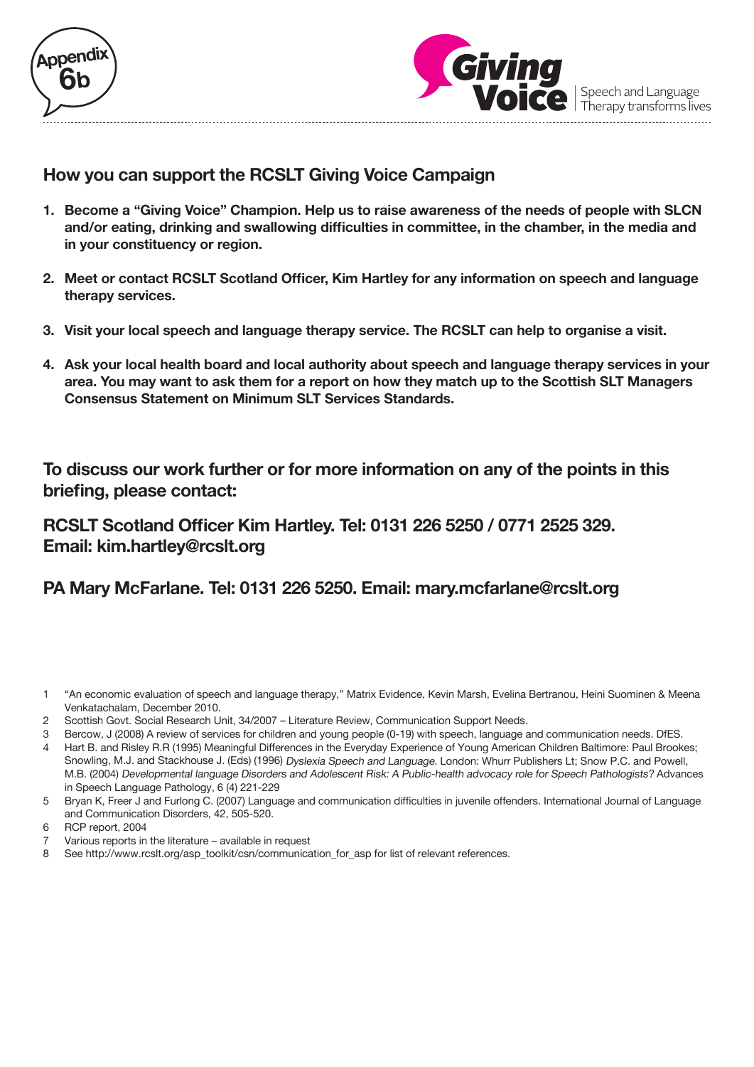Appendix 6b

**Giving Voice** Speech and Language Therapy transforms lives

## How you can support the RCSLT Giving Voice Campaign

1. **Become a "Giving Voice" Champion. Help us to raise awareness of the needs of people with SLCN and/or eating, drinking and swallowing difficulties in committee, in the chamber, in the media and in your constituency or region.**

2. **Meet or contact RCSLT Scotland Officer, Kim Hartley for any information on speech and language therapy services.**

3. **Visit your local speech and language therapy service. The RCSLT can help to organise a visit.**

4. **Ask your local health board and local authority about speech and language therapy services in your area. You may want to ask them for a report on how they match up to the Scottish SLT Managers Consensus Statement on Minimum SLT Services Standards.**

## To discuss our work further or for more information on any of the points in this briefing, please contact:

### RCSLT Scotland Officer Kim Hartley. Tel: 0131 226 5250 / 0771 2525 329. Email: kim.hartley@rcslt.org

### PA Mary McFarlane. Tel: 0131 226 5250. Email: mary.mcfarlane@rcslt.org

1 "An economic evaluation of speech and language therapy," Matrix Evidence, Kevin Marsh, Evelina Bertranou, Heini Suominen & Meena Venkatachalam, December 2010.
2 Scottish Govt. Social Research Unit, 34/2007 – Literature Review, Communication Support Needs.
3 Bercow, J (2008) A review of services for children and young people (0-19) with speech, language and communication needs. DfES.
4 Hart B. and Risley R.R (1995) Meaningful Differences in the Everyday Experience of Young American Children Baltimore: Paul Brookes; Snowling, M.J. and Stackhouse J. (Eds) (1996) *Dyslexia Speech and Language.* London: Whurr Publishers Lt; Snow P.C. and Powell, M.B. (2004) *Developmental language Disorders and Adolescent Risk: A Public-health advocacy role for Speech Pathologists?* Advances in Speech Language Pathology, 6 (4) 221-229
5 Bryan K, Freer J and Furlong C. (2007) Language and communication difficulties in juvenile offenders. International Journal of Language and Communication Disorders, 42, 505-520.
6 RCP report, 2004
7 Various reports in the literature – available in request
8 See http://www.rcslt.org/asp_toolkit/csn/communication_for_asp for list of relevant references.